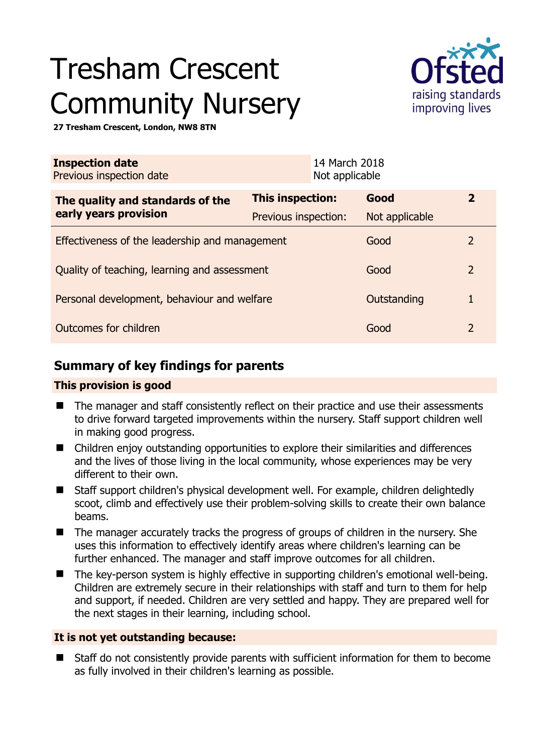# Tresham Crescent Community Nursery

**27 Tresham Crescent, London, NW8 8TN**

| **Inspection date** | 14 March 2018 |
|---|---|
| Previous inspection date | Not applicable |

| **The quality and standards of the early years provision** | **This inspection:** | **Good** | **2** |
|---|---|---|---|
| | Previous inspection: | Not applicable | |
| Effectiveness of the leadership and management | | Good | 2 |
| Quality of teaching, learning and assessment | | Good | 2 |
| Personal development, behaviour and welfare | | Outstanding | 1 |
| Outcomes for children | | Good | 2 |

## Summary of key findings for parents

**This provision is good**

- The manager and staff consistently reflect on their practice and use their assessments to drive forward targeted improvements within the nursery. Staff support children well in making good progress.
- Children enjoy outstanding opportunities to explore their similarities and differences and the lives of those living in the local community, whose experiences may be very different to their own.
- Staff support children's physical development well. For example, children delightedly scoot, climb and effectively use their problem-solving skills to create their own balance beams.
- The manager accurately tracks the progress of groups of children in the nursery. She uses this information to effectively identify areas where children's learning can be further enhanced. The manager and staff improve outcomes for all children.
- The key-person system is highly effective in supporting children's emotional well-being. Children are extremely secure in their relationships with staff and turn to them for help and support, if needed. Children are very settled and happy. They are prepared well for the next stages in their learning, including school.

**It is not yet outstanding because:**

- Staff do not consistently provide parents with sufficient information for them to become as fully involved in their children's learning as possible.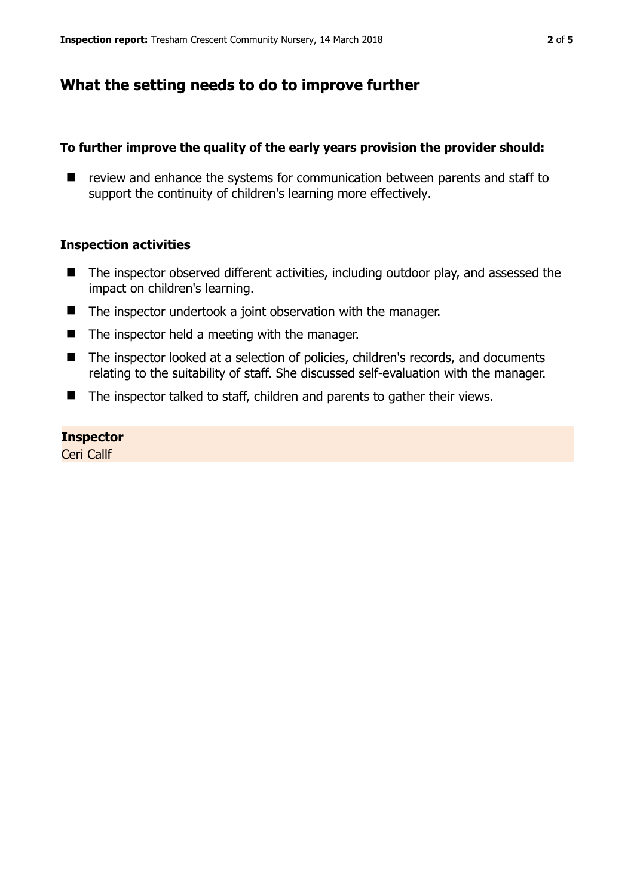## What the setting needs to do to improve further

### To further improve the quality of the early years provision the provider should:

- review and enhance the systems for communication between parents and staff to support the continuity of children's learning more effectively.

### Inspection activities

- The inspector observed different activities, including outdoor play, and assessed the impact on children's learning.
- The inspector undertook a joint observation with the manager.
- The inspector held a meeting with the manager.
- The inspector looked at a selection of policies, children's records, and documents relating to the suitability of staff. She discussed self-evaluation with the manager.
- The inspector talked to staff, children and parents to gather their views.

**Inspector**
Ceri Callf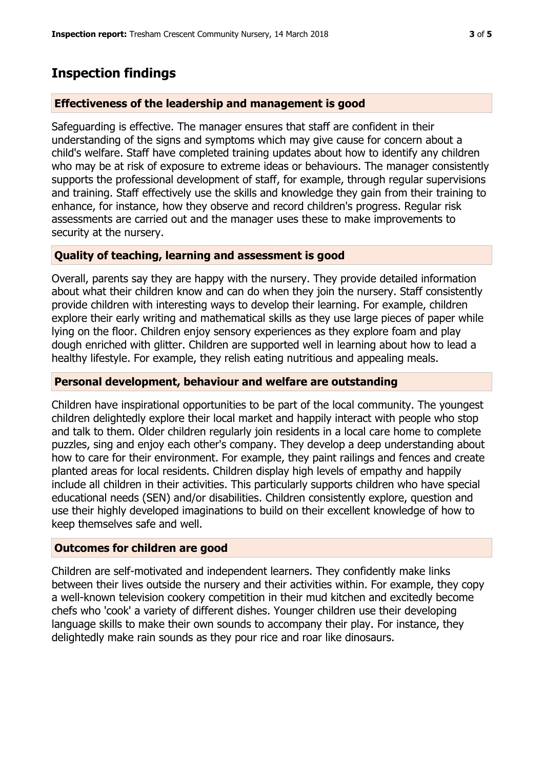# Inspection findings

### Effectiveness of the leadership and management is good

Safeguarding is effective. The manager ensures that staff are confident in their understanding of the signs and symptoms which may give cause for concern about a child's welfare. Staff have completed training updates about how to identify any children who may be at risk of exposure to extreme ideas or behaviours. The manager consistently supports the professional development of staff, for example, through regular supervisions and training. Staff effectively use the skills and knowledge they gain from their training to enhance, for instance, how they observe and record children's progress. Regular risk assessments are carried out and the manager uses these to make improvements to security at the nursery.

### Quality of teaching, learning and assessment is good

Overall, parents say they are happy with the nursery. They provide detailed information about what their children know and can do when they join the nursery. Staff consistently provide children with interesting ways to develop their learning. For example, children explore their early writing and mathematical skills as they use large pieces of paper while lying on the floor. Children enjoy sensory experiences as they explore foam and play dough enriched with glitter. Children are supported well in learning about how to lead a healthy lifestyle. For example, they relish eating nutritious and appealing meals.

### Personal development, behaviour and welfare are outstanding

Children have inspirational opportunities to be part of the local community. The youngest children delightedly explore their local market and happily interact with people who stop and talk to them. Older children regularly join residents in a local care home to complete puzzles, sing and enjoy each other's company. They develop a deep understanding about how to care for their environment. For example, they paint railings and fences and create planted areas for local residents. Children display high levels of empathy and happily include all children in their activities. This particularly supports children who have special educational needs (SEN) and/or disabilities. Children consistently explore, question and use their highly developed imaginations to build on their excellent knowledge of how to keep themselves safe and well.

### Outcomes for children are good

Children are self-motivated and independent learners. They confidently make links between their lives outside the nursery and their activities within. For example, they copy a well-known television cookery competition in their mud kitchen and excitedly become chefs who 'cook' a variety of different dishes. Younger children use their developing language skills to make their own sounds to accompany their play. For instance, they delightedly make rain sounds as they pour rice and roar like dinosaurs.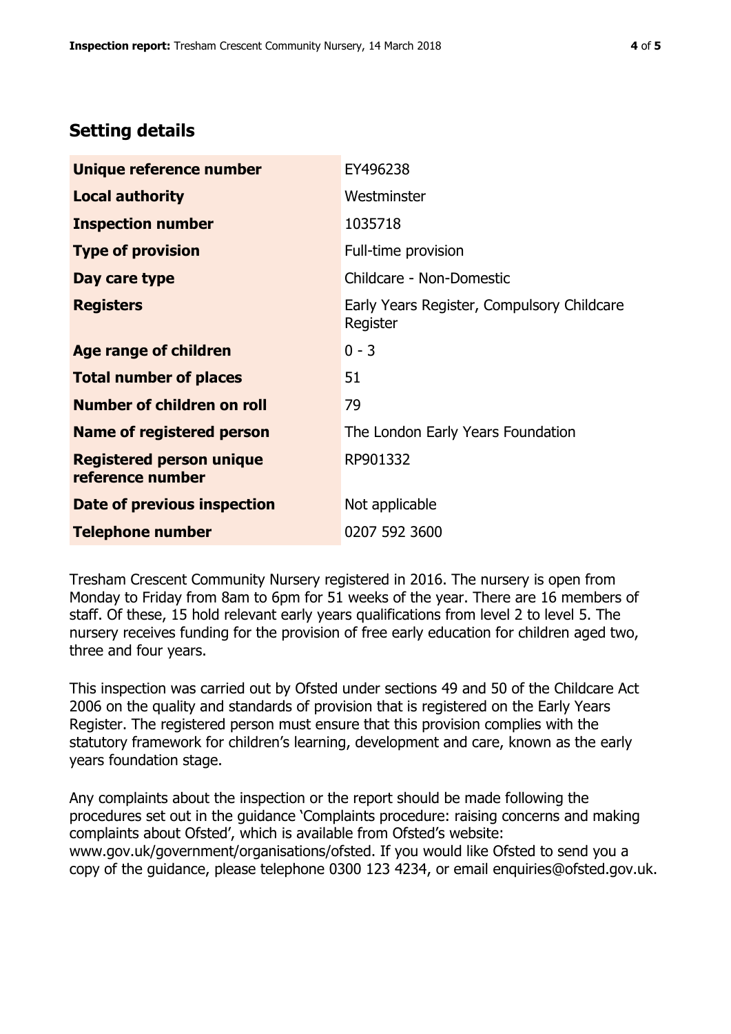## Setting details

| | |
|---|---|
| **Unique reference number** | EY496238 |
| **Local authority** | Westminster |
| **Inspection number** | 1035718 |
| **Type of provision** | Full-time provision |
| **Day care type** | Childcare - Non-Domestic |
| **Registers** | Early Years Register, Compulsory Childcare Register |
| **Age range of children** | 0 - 3 |
| **Total number of places** | 51 |
| **Number of children on roll** | 79 |
| **Name of registered person** | The London Early Years Foundation |
| **Registered person unique reference number** | RP901332 |
| **Date of previous inspection** | Not applicable |
| **Telephone number** | 0207 592 3600 |

Tresham Crescent Community Nursery registered in 2016. The nursery is open from Monday to Friday from 8am to 6pm for 51 weeks of the year. There are 16 members of staff. Of these, 15 hold relevant early years qualifications from level 2 to level 5. The nursery receives funding for the provision of free early education for children aged two, three and four years.

This inspection was carried out by Ofsted under sections 49 and 50 of the Childcare Act 2006 on the quality and standards of provision that is registered on the Early Years Register. The registered person must ensure that this provision complies with the statutory framework for children's learning, development and care, known as the early years foundation stage.

Any complaints about the inspection or the report should be made following the procedures set out in the guidance 'Complaints procedure: raising concerns and making complaints about Ofsted', which is available from Ofsted's website: www.gov.uk/government/organisations/ofsted. If you would like Ofsted to send you a copy of the guidance, please telephone 0300 123 4234, or email enquiries@ofsted.gov.uk.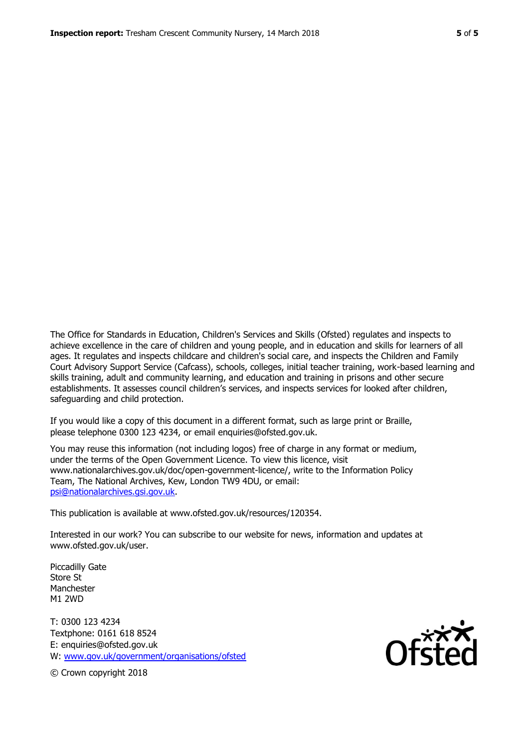The Office for Standards in Education, Children's Services and Skills (Ofsted) regulates and inspects to achieve excellence in the care of children and young people, and in education and skills for learners of all ages. It regulates and inspects childcare and children's social care, and inspects the Children and Family Court Advisory Support Service (Cafcass), schools, colleges, initial teacher training, work-based learning and skills training, adult and community learning, and education and training in prisons and other secure establishments. It assesses council children's services, and inspects services for looked after children, safeguarding and child protection.

If you would like a copy of this document in a different format, such as large print or Braille, please telephone 0300 123 4234, or email enquiries@ofsted.gov.uk.

You may reuse this information (not including logos) free of charge in any format or medium, under the terms of the Open Government Licence. To view this licence, visit www.nationalarchives.gov.uk/doc/open-government-licence/, write to the Information Policy Team, The National Archives, Kew, London TW9 4DU, or email: psi@nationalarchives.gsi.gov.uk.

This publication is available at www.ofsted.gov.uk/resources/120354.

Interested in our work? You can subscribe to our website for news, information and updates at www.ofsted.gov.uk/user.

Piccadilly Gate
Store St
Manchester
M1 2WD

T: 0300 123 4234
Textphone: 0161 618 8524
E: enquiries@ofsted.gov.uk
W: www.gov.uk/government/organisations/ofsted

© Crown copyright 2018